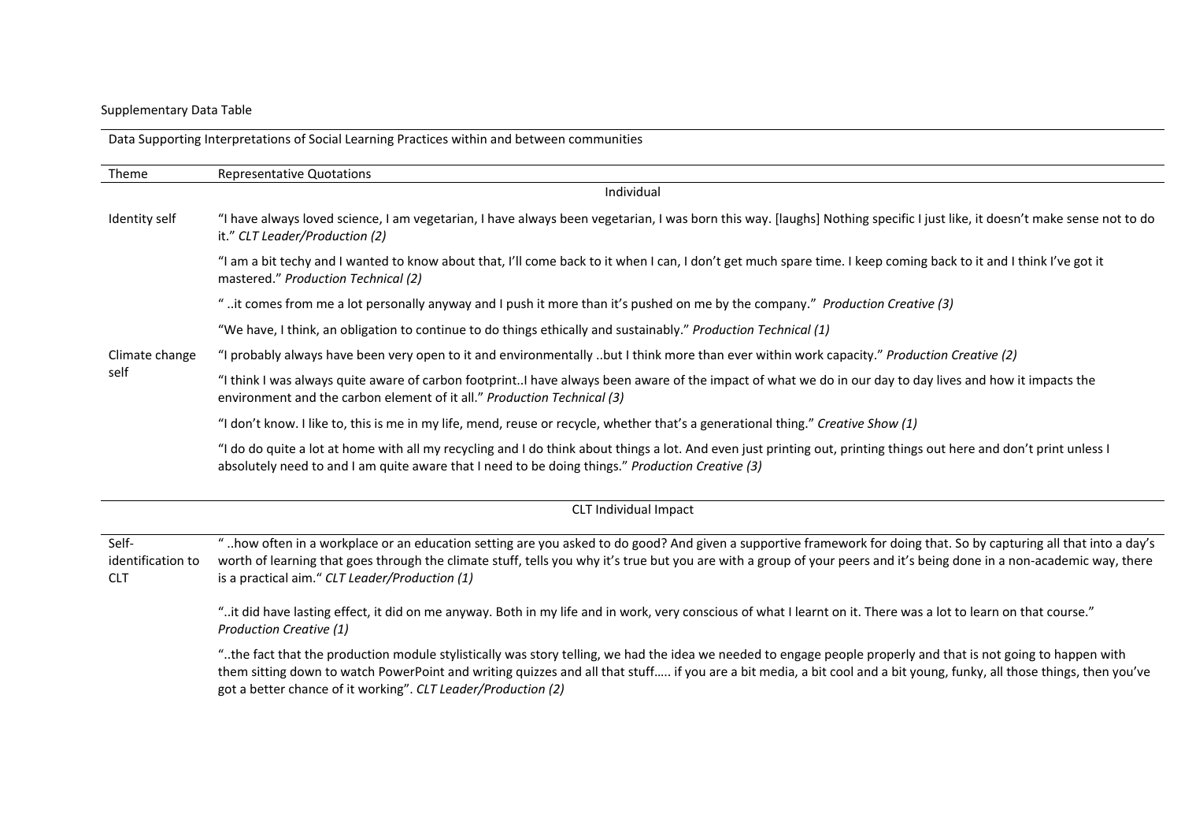Supplementary Data Table

Data Supporting Interpretations of Social Learning Practices within and between communities

| Theme | Representative Quotations |
|---|---|
| | **Individual** |
| Identity self | "I have always loved science, I am vegetarian, I have always been vegetarian, I was born this way. [laughs] Nothing specific I just like, it doesn't make sense not to do it." *CLT Leader/Production (2)* |
| | "I am a bit techy and I wanted to know about that, I'll come back to it when I can, I don't get much spare time. I keep coming back to it and I think I've got it mastered." *Production Technical (2)* |
| | " ..it comes from me a lot personally anyway and I push it more than it's pushed on me by the company." *Production Creative (3)* |
| | "We have, I think, an obligation to continue to do things ethically and sustainably." *Production Technical (1)* |
| Climate change self | "I probably always have been very open to it and environmentally ..but I think more than ever within work capacity." *Production Creative (2)* |
| | "I think I was always quite aware of carbon footprint..I have always been aware of the impact of what we do in our day to day lives and how it impacts the environment and the carbon element of it all." *Production Technical (3)* |
| | "I don't know. I like to, this is me in my life, mend, reuse or recycle, whether that's a generational thing." *Creative Show (1)* |
| | "I do do quite a lot at home with all my recycling and I do think about things a lot. And even just printing out, printing things out here and don't print unless I absolutely need to and I am quite aware that I need to be doing things." *Production Creative (3)* |
| | **CLT Individual Impact** |
| Self-identification to CLT | " ..how often in a workplace or an education setting are you asked to do good? And given a supportive framework for doing that. So by capturing all that into a day's worth of learning that goes through the climate stuff, tells you why it's true but you are with a group of your peers and it's being done in a non-academic way, there is a practical aim." *CLT Leader/Production (1)* |
| | "..it did have lasting effect, it did on me anyway. Both in my life and in work, very conscious of what I learnt on it. There was a lot to learn on that course." *Production Creative (1)* |
| | "..the fact that the production module stylistically was story telling, we had the idea we needed to engage people properly and that is not going to happen with them sitting down to watch PowerPoint and writing quizzes and all that stuff….. if you are a bit media, a bit cool and a bit young, funky, all those things, then you've got a better chance of it working". *CLT Leader/Production (2)* |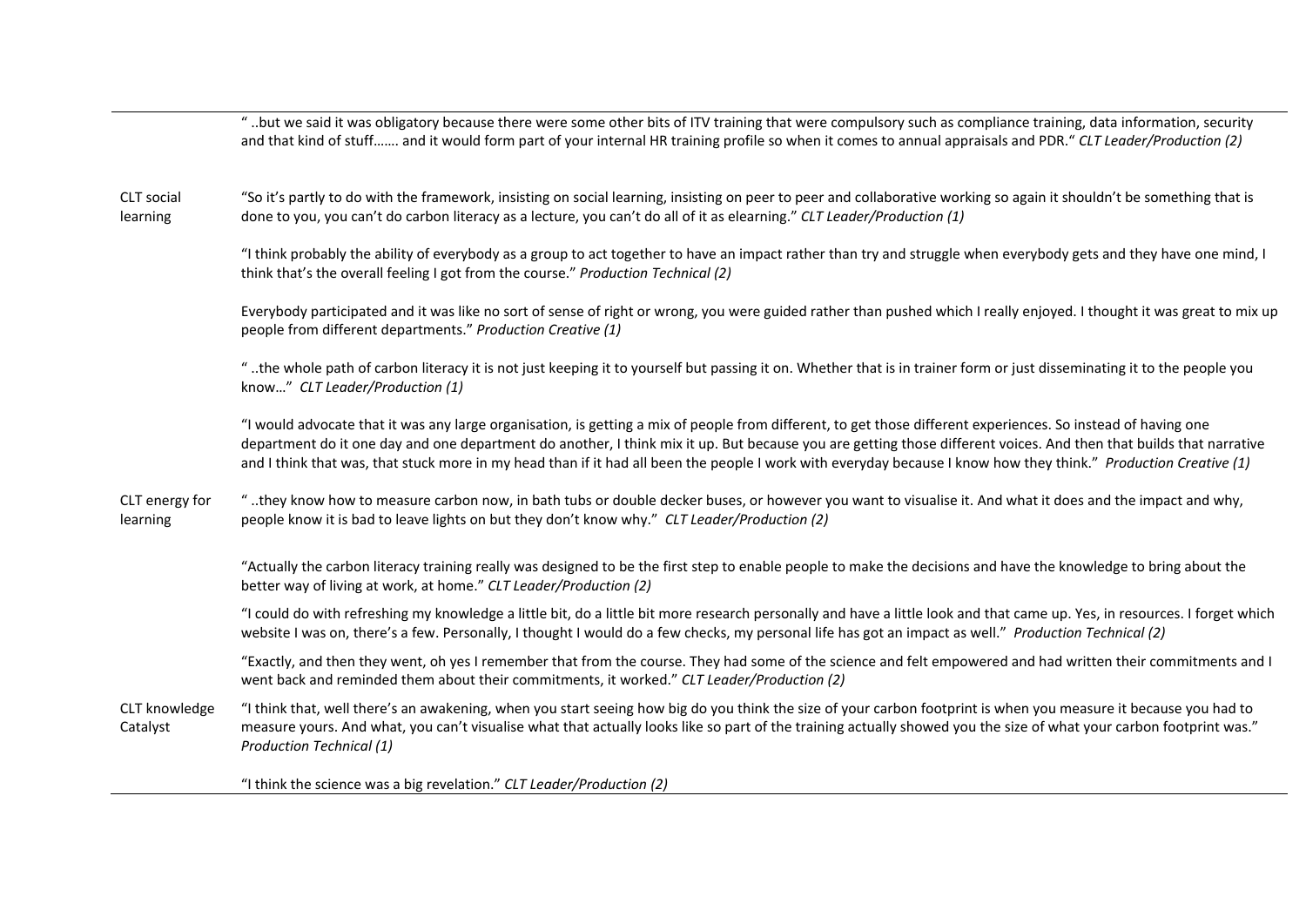| | |
|---|---|
| | " ..but we said it was obligatory because there were some other bits of ITV training that were compulsory such as compliance training, data information, security and that kind of stuff……. and it would form part of your internal HR training profile so when it comes to annual appraisals and PDR." *CLT Leader/Production (2)* |
| CLT social learning | "So it's partly to do with the framework, insisting on social learning, insisting on peer to peer and collaborative working so again it shouldn't be something that is done to you, you can't do carbon literacy as a lecture, you can't do all of it as elearning." *CLT Leader/Production (1)* |
| | "I think probably the ability of everybody as a group to act together to have an impact rather than try and struggle when everybody gets and they have one mind, I think that's the overall feeling I got from the course." *Production Technical (2)* |
| | Everybody participated and it was like no sort of sense of right or wrong, you were guided rather than pushed which I really enjoyed. I thought it was great to mix up people from different departments." *Production Creative (1)* |
| | " ..the whole path of carbon literacy it is not just keeping it to yourself but passing it on. Whether that is in trainer form or just disseminating it to the people you know…" *CLT Leader/Production (1)* |
| | "I would advocate that it was any large organisation, is getting a mix of people from different, to get those different experiences. So instead of having one department do it one day and one department do another, I think mix it up. But because you are getting those different voices. And then that builds that narrative and I think that was, that stuck more in my head than if it had all been the people I work with everyday because I know how they think." *Production Creative (1)* |
| CLT energy for learning | " ..they know how to measure carbon now, in bath tubs or double decker buses, or however you want to visualise it. And what it does and the impact and why, people know it is bad to leave lights on but they don't know why." *CLT Leader/Production (2)* |
| | "Actually the carbon literacy training really was designed to be the first step to enable people to make the decisions and have the knowledge to bring about the better way of living at work, at home." *CLT Leader/Production (2)* |
| | "I could do with refreshing my knowledge a little bit, do a little bit more research personally and have a little look and that came up. Yes, in resources. I forget which website I was on, there's a few. Personally, I thought I would do a few checks, my personal life has got an impact as well." *Production Technical (2)* |
| | "Exactly, and then they went, oh yes I remember that from the course. They had some of the science and felt empowered and had written their commitments and I went back and reminded them about their commitments, it worked." *CLT Leader/Production (2)* |
| CLT knowledge Catalyst | "I think that, well there's an awakening, when you start seeing how big do you think the size of your carbon footprint is when you measure it because you had to measure yours. And what, you can't visualise what that actually looks like so part of the training actually showed you the size of what your carbon footprint was." *Production Technical (1)* |
| | "I think the science was a big revelation." *CLT Leader/Production (2)* |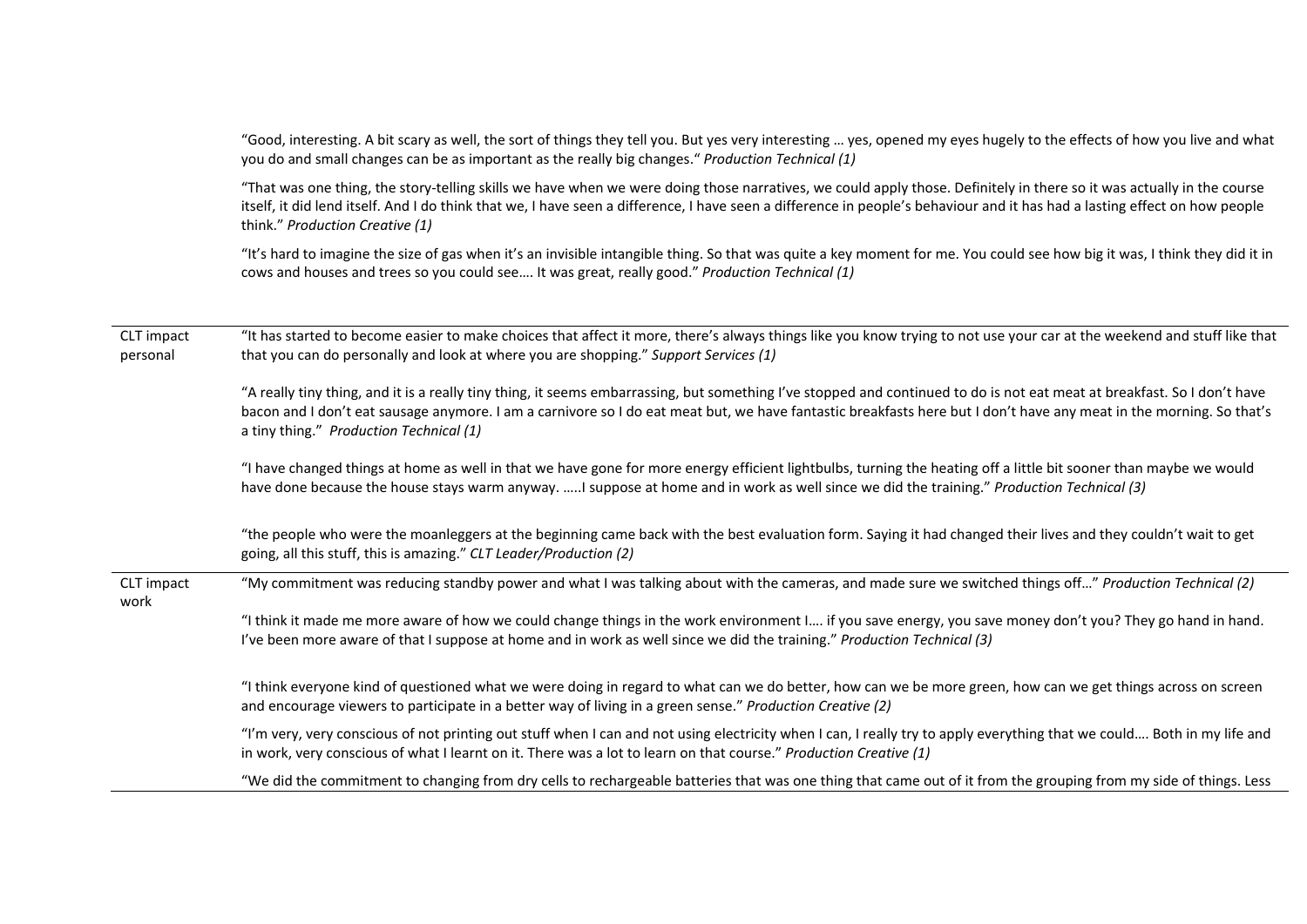| | |
|---|---|
| | "Good, interesting. A bit scary as well, the sort of things they tell you. But yes very interesting … yes, opened my eyes hugely to the effects of how you live and what you do and small changes can be as important as the really big changes." *Production Technical (1)* |
| | "That was one thing, the story-telling skills we have when we were doing those narratives, we could apply those. Definitely in there so it was actually in the course itself, it did lend itself. And I do think that we, I have seen a difference, I have seen a difference in people's behaviour and it has had a lasting effect on how people think." *Production Creative (1)* |
| | "It's hard to imagine the size of gas when it's an invisible intangible thing. So that was quite a key moment for me. You could see how big it was, I think they did it in cows and houses and trees so you could see…. It was great, really good." *Production Technical (1)* |
| CLT impact personal | "It has started to become easier to make choices that affect it more, there's always things like you know trying to not use your car at the weekend and stuff like that that you can do personally and look at where you are shopping." *Support Services (1)* |
| | "A really tiny thing, and it is a really tiny thing, it seems embarrassing, but something I've stopped and continued to do is not eat meat at breakfast. So I don't have bacon and I don't eat sausage anymore. I am a carnivore so I do eat meat but, we have fantastic breakfasts here but I don't have any meat in the morning. So that's a tiny thing." *Production Technical (1)* |
| | "I have changed things at home as well in that we have gone for more energy efficient lightbulbs, turning the heating off a little bit sooner than maybe we would have done because the house stays warm anyway. …..I suppose at home and in work as well since we did the training." *Production Technical (3)* |
| | "the people who were the moanleggers at the beginning came back with the best evaluation form. Saying it had changed their lives and they couldn't wait to get going, all this stuff, this is amazing." *CLT Leader/Production (2)* |
| CLT impact work | "My commitment was reducing standby power and what I was talking about with the cameras, and made sure we switched things off…" *Production Technical (2)* |
| | "I think it made me more aware of how we could change things in the work environment I…. if you save energy, you save money don't you? They go hand in hand. I've been more aware of that I suppose at home and in work as well since we did the training." *Production Technical (3)* |
| | "I think everyone kind of questioned what we were doing in regard to what can we do better, how can we be more green, how can we get things across on screen and encourage viewers to participate in a better way of living in a green sense." *Production Creative (2)* |
| | "I'm very, very conscious of not printing out stuff when I can and not using electricity when I can, I really try to apply everything that we could…. Both in my life and in work, very conscious of what I learnt on it. There was a lot to learn on that course." *Production Creative (1)* |
| | "We did the commitment to changing from dry cells to rechargeable batteries that was one thing that came out of it from the grouping from my side of things. Less |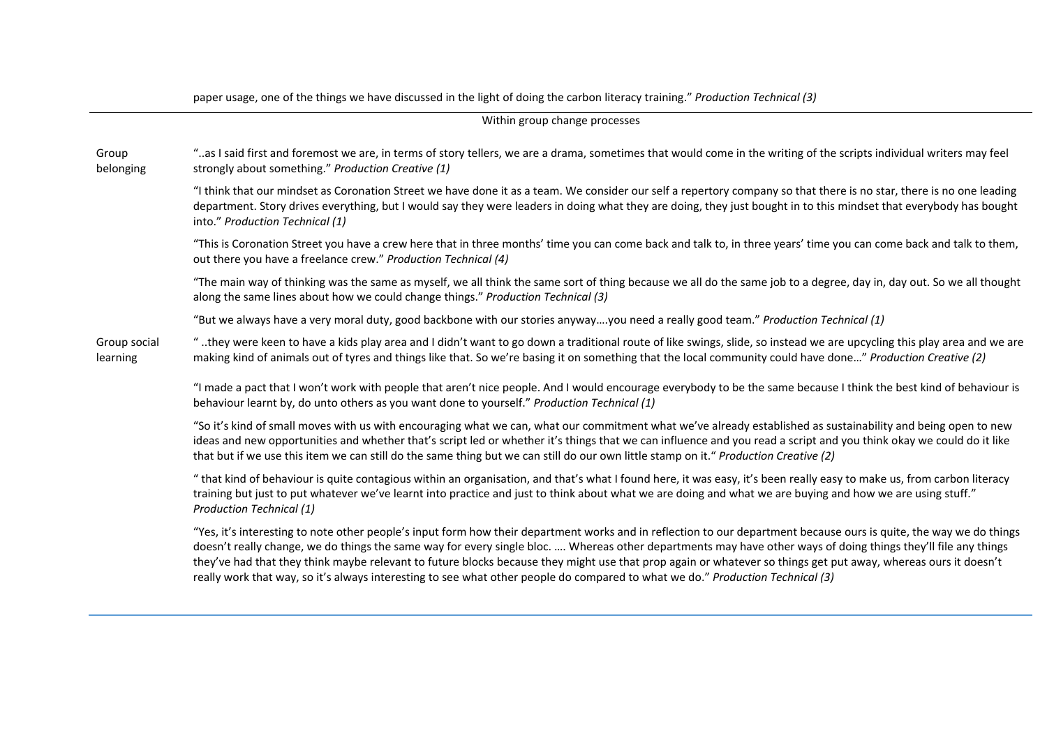| | |
|---|---|
| | paper usage, one of the things we have discussed in the light of doing the carbon literacy training." *Production Technical (3)* |
| | Within group change processes |
| Group belonging | "..as I said first and foremost we are, in terms of story tellers, we are a drama, sometimes that would come in the writing of the scripts individual writers may feel strongly about something." *Production Creative (1)* |
| | "I think that our mindset as Coronation Street we have done it as a team. We consider our self a repertory company so that there is no star, there is no one leading department. Story drives everything, but I would say they were leaders in doing what they are doing, they just bought in to this mindset that everybody has bought into." *Production Technical (1)* |
| | "This is Coronation Street you have a crew here that in three months' time you can come back and talk to, in three years' time you can come back and talk to them, out there you have a freelance crew." *Production Technical (4)* |
| | "The main way of thinking was the same as myself, we all think the same sort of thing because we all do the same job to a degree, day in, day out. So we all thought along the same lines about how we could change things." *Production Technical (3)* |
| | "But we always have a very moral duty, good backbone with our stories anyway….you need a really good team." *Production Technical (1)* |
| Group social learning | " ..they were keen to have a kids play area and I didn't want to go down a traditional route of like swings, slide, so instead we are upcycling this play area and we are making kind of animals out of tyres and things like that. So we're basing it on something that the local community could have done…" *Production Creative (2)* |
| | "I made a pact that I won't work with people that aren't nice people. And I would encourage everybody to be the same because I think the best kind of behaviour is behaviour learnt by, do unto others as you want done to yourself." *Production Technical (1)* |
| | "So it's kind of small moves with us with encouraging what we can, what our commitment what we've already established as sustainability and being open to new ideas and new opportunities and whether that's script led or whether it's things that we can influence and you read a script and you think okay we could do it like that but if we use this item we can still do the same thing but we can still do our own little stamp on it." *Production Creative (2)* |
| | " that kind of behaviour is quite contagious within an organisation, and that's what I found here, it was easy, it's been really easy to make us, from carbon literacy training but just to put whatever we've learnt into practice and just to think about what we are doing and what we are buying and how we are using stuff." *Production Technical (1)* |
| | "Yes, it's interesting to note other people's input form how their department works and in reflection to our department because ours is quite, the way we do things doesn't really change, we do things the same way for every single bloc. …. Whereas other departments may have other ways of doing things they'll file any things they've had that they think maybe relevant to future blocks because they might use that prop again or whatever so things get put away, whereas ours it doesn't really work that way, so it's always interesting to see what other people do compared to what we do." *Production Technical (3)* |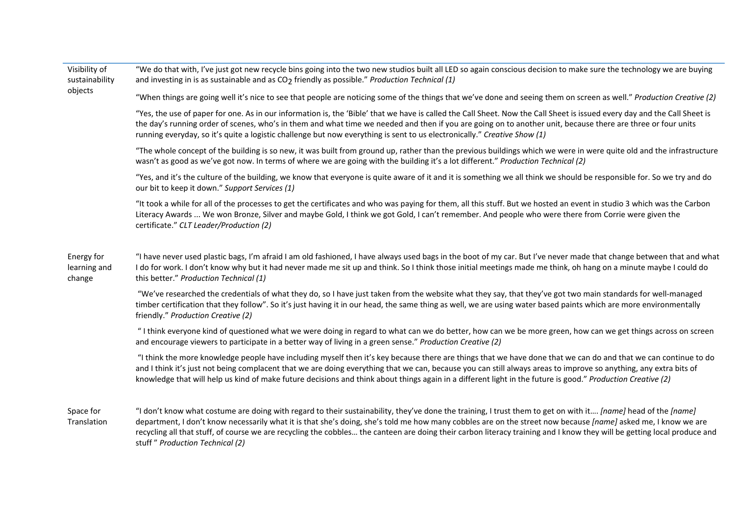| | |
|---|---|
| Visibility of sustainability objects | "We do that with, I've just got new recycle bins going into the two new studios built all LED so again conscious decision to make sure the technology we are buying and investing in is as sustainable and as $CO_2$ friendly as possible." *Production Technical (1)*<br><br>"When things are going well it's nice to see that people are noticing some of the things that we've done and seeing them on screen as well." *Production Creative (2)*<br><br>"Yes, the use of paper for one. As in our information is, the 'Bible' that we have is called the Call Sheet. Now the Call Sheet is issued every day and the Call Sheet is the day's running order of scenes, who's in them and what time we needed and then if you are going on to another unit, because there are three or four units running everyday, so it's quite a logistic challenge but now everything is sent to us electronically." *Creative Show (1)*<br><br>"The whole concept of the building is so new, it was built from ground up, rather than the previous buildings which we were in were quite old and the infrastructure wasn't as good as we've got now. In terms of where we are going with the building it's a lot different." *Production Technical (2)*<br><br>"Yes, and it's the culture of the building, we know that everyone is quite aware of it and it is something we all think we should be responsible for. So we try and do our bit to keep it down." *Support Services (1)*<br><br>"It took a while for all of the processes to get the certificates and who was paying for them, all this stuff. But we hosted an event in studio 3 which was the Carbon Literacy Awards ... We won Bronze, Silver and maybe Gold, I think we got Gold, I can't remember. And people who were there from Corrie were given the certificate." *CLT Leader/Production (2)* |
| Energy for learning and change | "I have never used plastic bags, I'm afraid I am old fashioned, I have always used bags in the boot of my car. But I've never made that change between that and what I do for work. I don't know why but it had never made me sit up and think. So I think those initial meetings made me think, oh hang on a minute maybe I could do this better." *Production Technical (1)*<br><br>"We've researched the credentials of what they do, so I have just taken from the website what they say, that they've got two main standards for well-managed timber certification that they follow". So it's just having it in our head, the same thing as well, we are using water based paints which are more environmentally friendly." *Production Creative (2)*<br><br>" I think everyone kind of questioned what we were doing in regard to what can we do better, how can we be more green, how can we get things across on screen and encourage viewers to participate in a better way of living in a green sense." *Production Creative (2)*<br><br>"I think the more knowledge people have including myself then it's key because there are things that we have done that we can do and that we can continue to do and I think it's just not being complacent that we are doing everything that we can, because you can still always areas to improve so anything, any extra bits of knowledge that will help us kind of make future decisions and think about things again in a different light in the future is good." *Production Creative (2)* |
| Space for Translation | "I don't know what costume are doing with regard to their sustainability, they've done the training, I trust them to get on with it…. *[name]* head of the *[name]* department, I don't know necessarily what it is that she's doing, she's told me how many cobbles are on the street now because *[name]* asked me, I know we are recycling all that stuff, of course we are recycling the cobbles… the canteen are doing their carbon literacy training and I know they will be getting local produce and stuff " *Production Technical (2)* |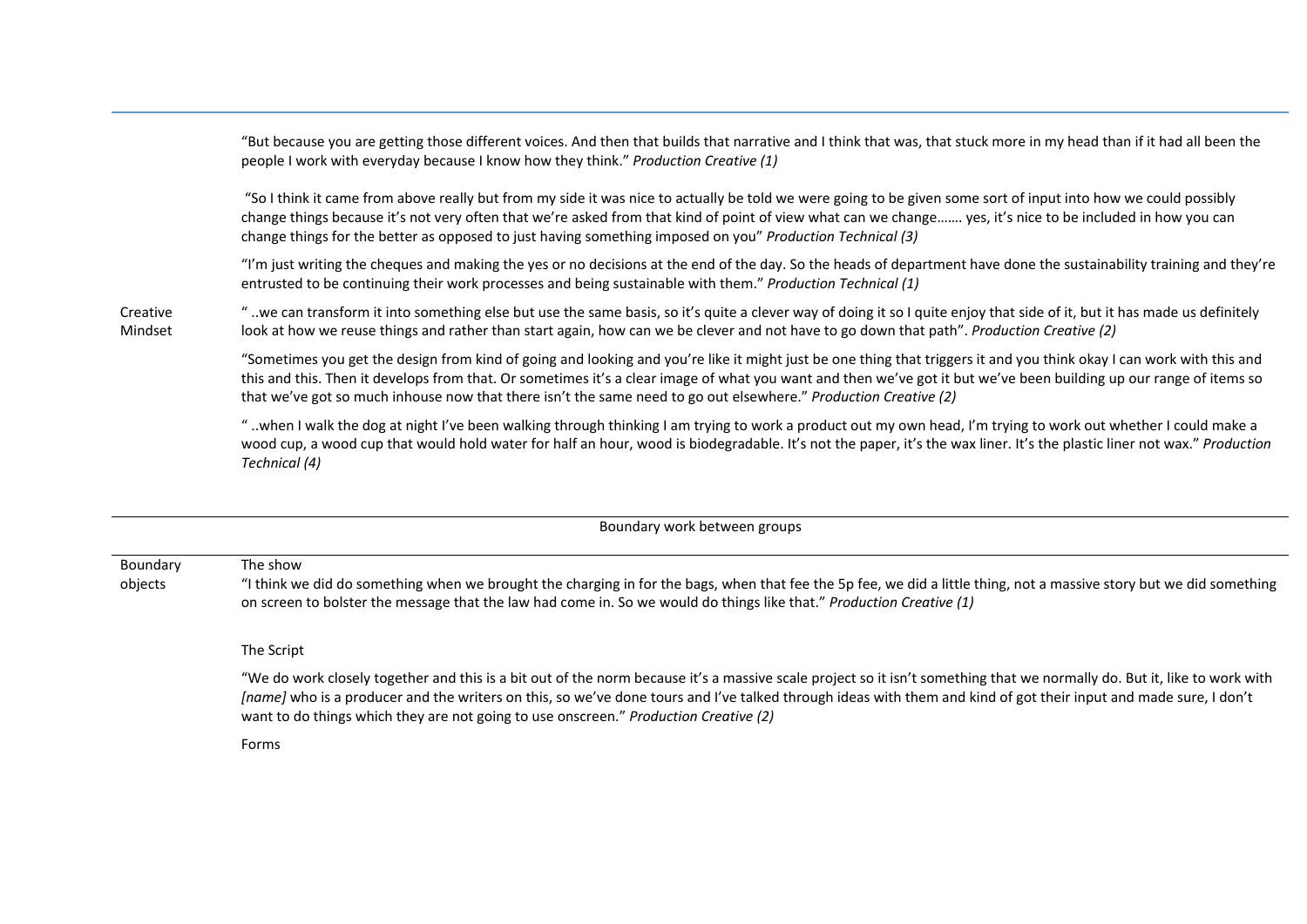| | |
|---|---|
| | "But because you are getting those different voices. And then that builds that narrative and I think that was, that stuck more in my head than if it had all been the people I work with everyday because I know how they think." *Production Creative (1)* |
| | "So I think it came from above really but from my side it was nice to actually be told we were going to be given some sort of input into how we could possibly change things because it's not very often that we're asked from that kind of point of view what can we change……. yes, it's nice to be included in how you can change things for the better as opposed to just having something imposed on you" *Production Technical (3)* |
| | "I'm just writing the cheques and making the yes or no decisions at the end of the day. So the heads of department have done the sustainability training and they're entrusted to be continuing their work processes and being sustainable with them." *Production Technical (1)* |
| Creative Mindset | " ..we can transform it into something else but use the same basis, so it's quite a clever way of doing it so I quite enjoy that side of it, but it has made us definitely look at how we reuse things and rather than start again, how can we be clever and not have to go down that path". *Production Creative (2)* |
| | "Sometimes you get the design from kind of going and looking and you're like it might just be one thing that triggers it and you think okay I can work with this and this and this. Then it develops from that. Or sometimes it's a clear image of what you want and then we've got it but we've been building up our range of items so that we've got so much inhouse now that there isn't the same need to go out elsewhere." *Production Creative (2)* |
| | " ..when I walk the dog at night I've been walking through thinking I am trying to work a product out my own head, I'm trying to work out whether I could make a wood cup, a wood cup that would hold water for half an hour, wood is biodegradable. It's not the paper, it's the wax liner. It's the plastic liner not wax." *Production Technical (4)* |

| Boundary work between groups | |
|---|---|
| Boundary objects | The show<br>"I think we did do something when we brought the charging in for the bags, when that fee the 5p fee, we did a little thing, not a massive story but we did something on screen to bolster the message that the law had come in. So we would do things like that." *Production Creative (1)* |
| | The Script<br>"We do work closely together and this is a bit out of the norm because it's a massive scale project so it isn't something that we normally do. But it, like to work with *[name]* who is a producer and the writers on this, so we've done tours and I've talked through ideas with them and kind of got their input and made sure, I don't want to do things which they are not going to use onscreen." *Production Creative (2)* |
| | Forms |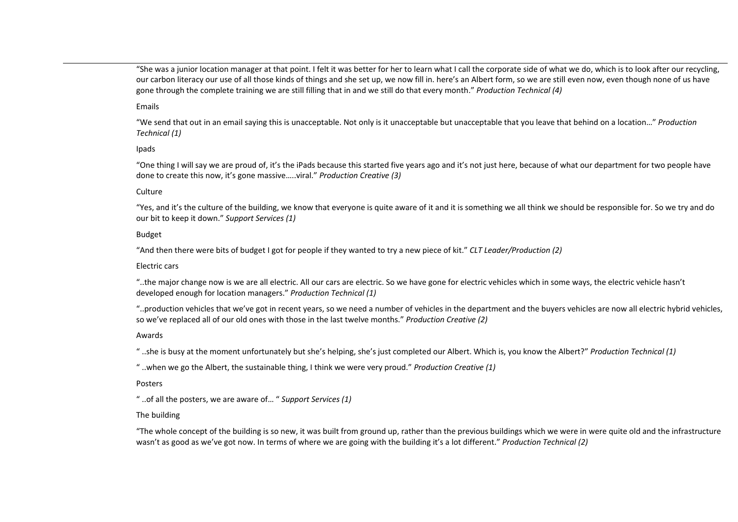"She was a junior location manager at that point. I felt it was better for her to learn what I call the corporate side of what we do, which is to look after our recycling, our carbon literacy our use of all those kinds of things and she set up, we now fill in. here's an Albert form, so we are still even now, even though none of us have gone through the complete training we are still filling that in and we still do that every month." *Production Technical (4)*

Emails

"We send that out in an email saying this is unacceptable. Not only is it unacceptable but unacceptable that you leave that behind on a location…" *Production Technical (1)*

Ipads

"One thing I will say we are proud of, it's the iPads because this started five years ago and it's not just here, because of what our department for two people have done to create this now, it's gone massive…..viral." *Production Creative (3)*

Culture

"Yes, and it's the culture of the building, we know that everyone is quite aware of it and it is something we all think we should be responsible for. So we try and do our bit to keep it down." *Support Services (1)*

Budget

"And then there were bits of budget I got for people if they wanted to try a new piece of kit." *CLT Leader/Production (2)*

Electric cars

"..the major change now is we are all electric. All our cars are electric. So we have gone for electric vehicles which in some ways, the electric vehicle hasn't developed enough for location managers." *Production Technical (1)*

"..production vehicles that we've got in recent years, so we need a number of vehicles in the department and the buyers vehicles are now all electric hybrid vehicles, so we've replaced all of our old ones with those in the last twelve months." *Production Creative (2)*

Awards

" ..she is busy at the moment unfortunately but she's helping, she's just completed our Albert. Which is, you know the Albert?" *Production Technical (1)*

" ..when we go the Albert, the sustainable thing, I think we were very proud." *Production Creative (1)*

Posters

" ..of all the posters, we are aware of… " *Support Services (1)*

The building

"The whole concept of the building is so new, it was built from ground up, rather than the previous buildings which we were in were quite old and the infrastructure wasn't as good as we've got now. In terms of where we are going with the building it's a lot different." *Production Technical (2)*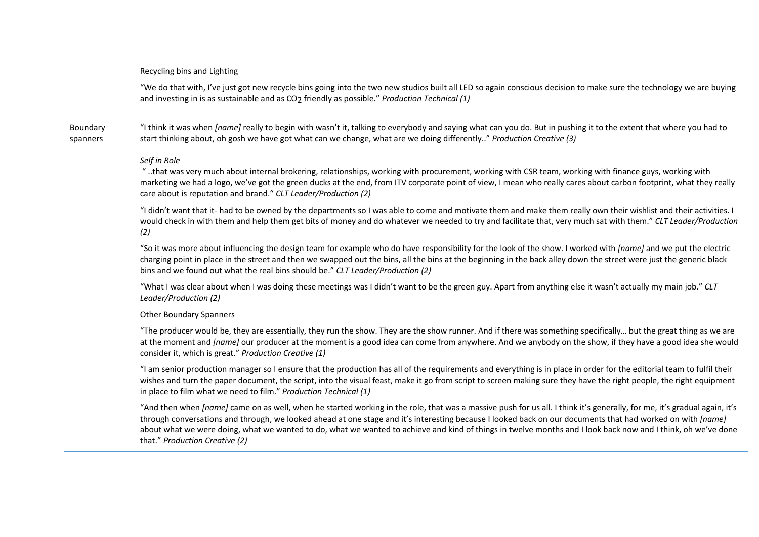| | |
|---|---|
| | Recycling bins and Lighting |
| | "We do that with, I've just got new recycle bins going into the two new studios built all LED so again conscious decision to make sure the technology we are buying and investing in is as sustainable and as $CO_2$ friendly as possible." *Production Technical (1)* |
| Boundary spanners | "I think it was when *[name]* really to begin with wasn't it, talking to everybody and saying what can you do. But in pushing it to the extent that where you had to start thinking about, oh gosh we have got what can we change, what are we doing differently.." *Production Creative (3)* |
| | *Self in Role* |
| | " ..that was very much about internal brokering, relationships, working with procurement, working with CSR team, working with finance guys, working with marketing we had a logo, we've got the green ducks at the end, from ITV corporate point of view, I mean who really cares about carbon footprint, what they really care about is reputation and brand." *CLT Leader/Production (2)* |
| | "I didn't want that it- had to be owned by the departments so I was able to come and motivate them and make them really own their wishlist and their activities. I would check in with them and help them get bits of money and do whatever we needed to try and facilitate that, very much sat with them." *CLT Leader/Production (2)* |
| | "So it was more about influencing the design team for example who do have responsibility for the look of the show. I worked with *[name]* and we put the electric charging point in place in the street and then we swapped out the bins, all the bins at the beginning in the back alley down the street were just the generic black bins and we found out what the real bins should be." *CLT Leader/Production (2)* |
| | "What I was clear about when I was doing these meetings was I didn't want to be the green guy. Apart from anything else it wasn't actually my main job." *CLT Leader/Production (2)* |
| | Other Boundary Spanners |
| | "The producer would be, they are essentially, they run the show. They are the show runner. And if there was something specifically… but the great thing as we are at the moment and *[name]* our producer at the moment is a good idea can come from anywhere. And we anybody on the show, if they have a good idea she would consider it, which is great." *Production Creative (1)* |
| | "I am senior production manager so I ensure that the production has all of the requirements and everything is in place in order for the editorial team to fulfil their wishes and turn the paper document, the script, into the visual feast, make it go from script to screen making sure they have the right people, the right equipment in place to film what we need to film." *Production Technical (1)* |
| | "And then when *[name]* came on as well, when he started working in the role, that was a massive push for us all. I think it's generally, for me, it's gradual again, it's through conversations and through, we looked ahead at one stage and it's interesting because I looked back on our documents that had worked on with *[name]* about what we were doing, what we wanted to do, what we wanted to achieve and kind of things in twelve months and I look back now and I think, oh we've done that." *Production Creative (2)* |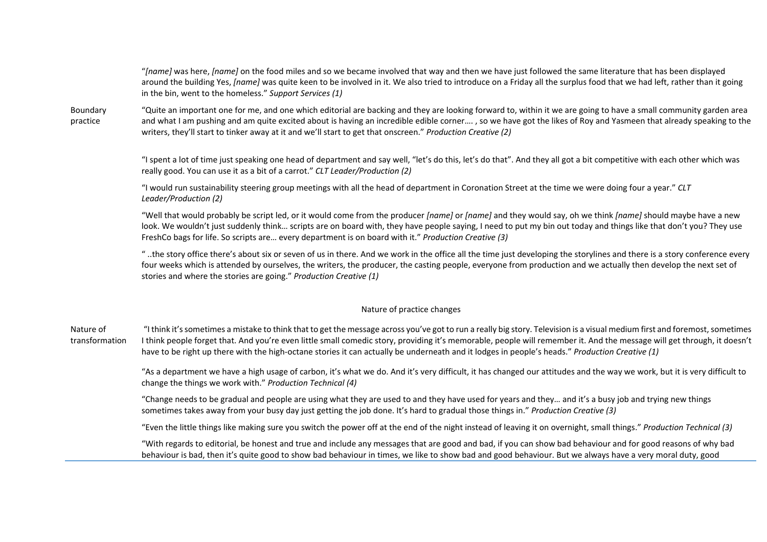| | |
|---|---|
| | "*[name]* was here, *[name]* on the food miles and so we became involved that way and then we have just followed the same literature that has been displayed around the building Yes, *[name]* was quite keen to be involved in it. We also tried to introduce on a Friday all the surplus food that we had left, rather than it going in the bin, went to the homeless." *Support Services (1)* |
| Boundary practice | "Quite an important one for me, and one which editorial are backing and they are looking forward to, within it we are going to have a small community garden area and what I am pushing and am quite excited about is having an incredible edible corner…. , so we have got the likes of Roy and Yasmeen that already speaking to the writers, they'll start to tinker away at it and we'll start to get that onscreen." *Production Creative (2)* |
| | "I spent a lot of time just speaking one head of department and say well, "let's do this, let's do that". And they all got a bit competitive with each other which was really good. You can use it as a bit of a carrot." *CLT Leader/Production (2)* |
| | "I would run sustainability steering group meetings with all the head of department in Coronation Street at the time we were doing four a year." *CLT Leader/Production (2)* |
| | "Well that would probably be script led, or it would come from the producer *[name]* or *[name]* and they would say, oh we think *[name]* should maybe have a new look. We wouldn't just suddenly think… scripts are on board with, they have people saying, I need to put my bin out today and things like that don't you? They use FreshCo bags for life. So scripts are… every department is on board with it." *Production Creative (3)* |
| | " ..the story office there's about six or seven of us in there. And we work in the office all the time just developing the storylines and there is a story conference every four weeks which is attended by ourselves, the writers, the producer, the casting people, everyone from production and we actually then develop the next set of stories and where the stories are going." *Production Creative (1)* |
| | **Nature of practice changes** |
| Nature of transformation | "I think it's sometimes a mistake to think that to get the message across you've got to run a really big story. Television is a visual medium first and foremost, sometimes I think people forget that. And you're even little small comedic story, providing it's memorable, people will remember it. And the message will get through, it doesn't have to be right up there with the high-octane stories it can actually be underneath and it lodges in people's heads." *Production Creative (1)* |
| | "As a department we have a high usage of carbon, it's what we do. And it's very difficult, it has changed our attitudes and the way we work, but it is very difficult to change the things we work with." *Production Technical (4)* |
| | "Change needs to be gradual and people are using what they are used to and they have used for years and they… and it's a busy job and trying new things sometimes takes away from your busy day just getting the job done. It's hard to gradual those things in." *Production Creative (3)* |
| | "Even the little things like making sure you switch the power off at the end of the night instead of leaving it on overnight, small things." *Production Technical (3)* |
| | "With regards to editorial, be honest and true and include any messages that are good and bad, if you can show bad behaviour and for good reasons of why bad behaviour is bad, then it's quite good to show bad behaviour in times, we like to show bad and good behaviour. But we always have a very moral duty, good |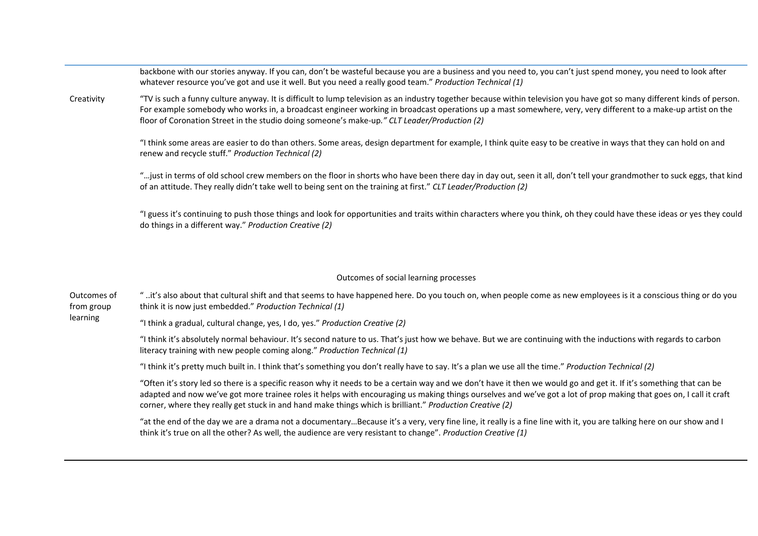| | |
|---|---|
| | backbone with our stories anyway. If you can, don't be wasteful because you are a business and you need to, you can't just spend money, you need to look after whatever resource you've got and use it well. But you need a really good team." *Production Technical (1)* |
| Creativity | "TV is such a funny culture anyway. It is difficult to lump television as an industry together because within television you have got so many different kinds of person. For example somebody who works in, a broadcast engineer working in broadcast operations up a mast somewhere, very, very different to a make-up artist on the floor of Coronation Street in the studio doing someone's make-up.*" CLT Leader/Production (2)*<br><br>"I think some areas are easier to do than others. Some areas, design department for example, I think quite easy to be creative in ways that they can hold on and renew and recycle stuff." *Production Technical (2)*<br><br>"…just in terms of old school crew members on the floor in shorts who have been there day in day out, seen it all, don't tell your grandmother to suck eggs, that kind of an attitude. They really didn't take well to being sent on the training at first." *CLT Leader/Production (2)*<br><br>"I guess it's continuing to push those things and look for opportunities and traits within characters where you think, oh they could have these ideas or yes they could do things in a different way." *Production Creative (2)* |
| | **Outcomes of social learning processes** |
| Outcomes of from group learning | " ..it's also about that cultural shift and that seems to have happened here. Do you touch on, when people come as new employees is it a conscious thing or do you think it is now just embedded." *Production Technical (1)*<br><br>"I think a gradual, cultural change, yes, I do, yes." *Production Creative (2)*<br><br>"I think it's absolutely normal behaviour. It's second nature to us. That's just how we behave. But we are continuing with the inductions with regards to carbon literacy training with new people coming along." *Production Technical (1)*<br><br>"I think it's pretty much built in. I think that's something you don't really have to say. It's a plan we use all the time." *Production Technical (2)*<br><br>"Often it's story led so there is a specific reason why it needs to be a certain way and we don't have it then we would go and get it. If it's something that can be adapted and now we've got more trainee roles it helps with encouraging us making things ourselves and we've got a lot of prop making that goes on, I call it craft corner, where they really get stuck in and hand make things which is brilliant." *Production Creative (2)*<br><br>"at the end of the day we are a drama not a documentary…Because it's a very, very fine line, it really is a fine line with it, you are talking here on our show and I think it's true on all the other? As well, the audience are very resistant to change". *Production Creative (1)* |